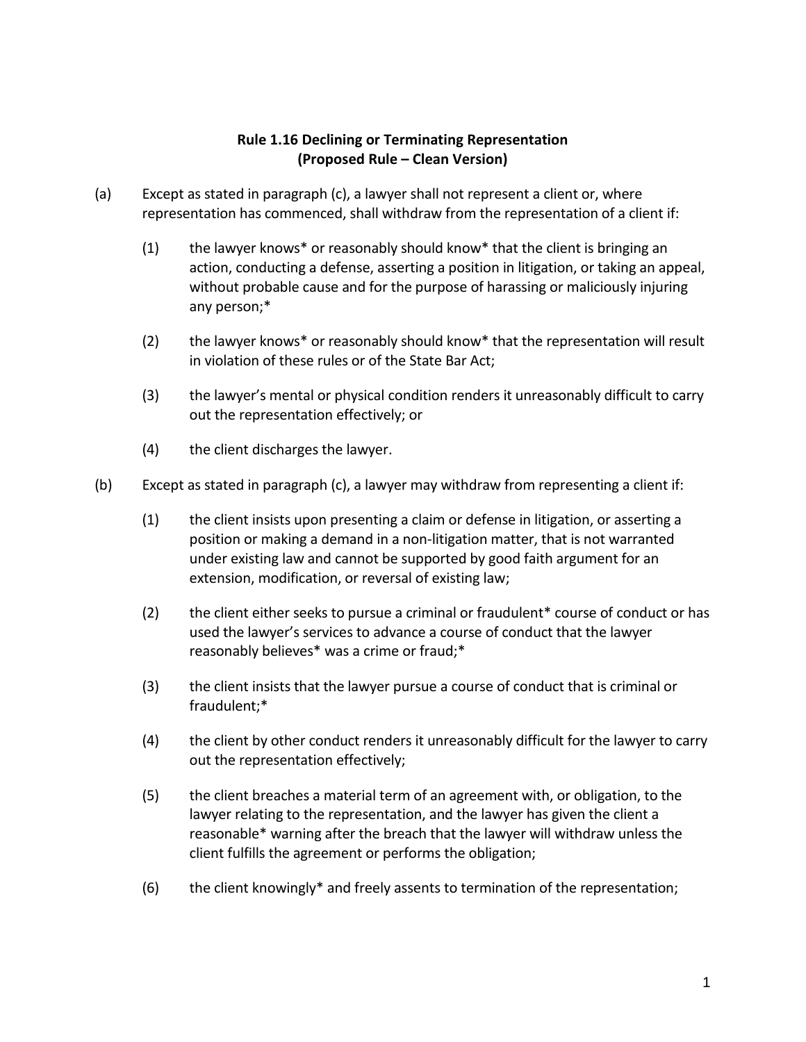**Rule 1.16 Declining or Terminating Representation**
**(Proposed Rule – Clean Version)**

(a) Except as stated in paragraph (c), a lawyer shall not represent a client or, where representation has commenced, shall withdraw from the representation of a client if:

(1) the lawyer knows* or reasonably should know* that the client is bringing an action, conducting a defense, asserting a position in litigation, or taking an appeal, without probable cause and for the purpose of harassing or maliciously injuring any person;*

(2) the lawyer knows* or reasonably should know* that the representation will result in violation of these rules or of the State Bar Act;

(3) the lawyer's mental or physical condition renders it unreasonably difficult to carry out the representation effectively; or

(4) the client discharges the lawyer.

(b) Except as stated in paragraph (c), a lawyer may withdraw from representing a client if:

(1) the client insists upon presenting a claim or defense in litigation, or asserting a position or making a demand in a non-litigation matter, that is not warranted under existing law and cannot be supported by good faith argument for an extension, modification, or reversal of existing law;

(2) the client either seeks to pursue a criminal or fraudulent* course of conduct or has used the lawyer's services to advance a course of conduct that the lawyer reasonably believes* was a crime or fraud;*

(3) the client insists that the lawyer pursue a course of conduct that is criminal or fraudulent;*

(4) the client by other conduct renders it unreasonably difficult for the lawyer to carry out the representation effectively;

(5) the client breaches a material term of an agreement with, or obligation, to the lawyer relating to the representation, and the lawyer has given the client a reasonable* warning after the breach that the lawyer will withdraw unless the client fulfills the agreement or performs the obligation;

(6) the client knowingly* and freely assents to termination of the representation;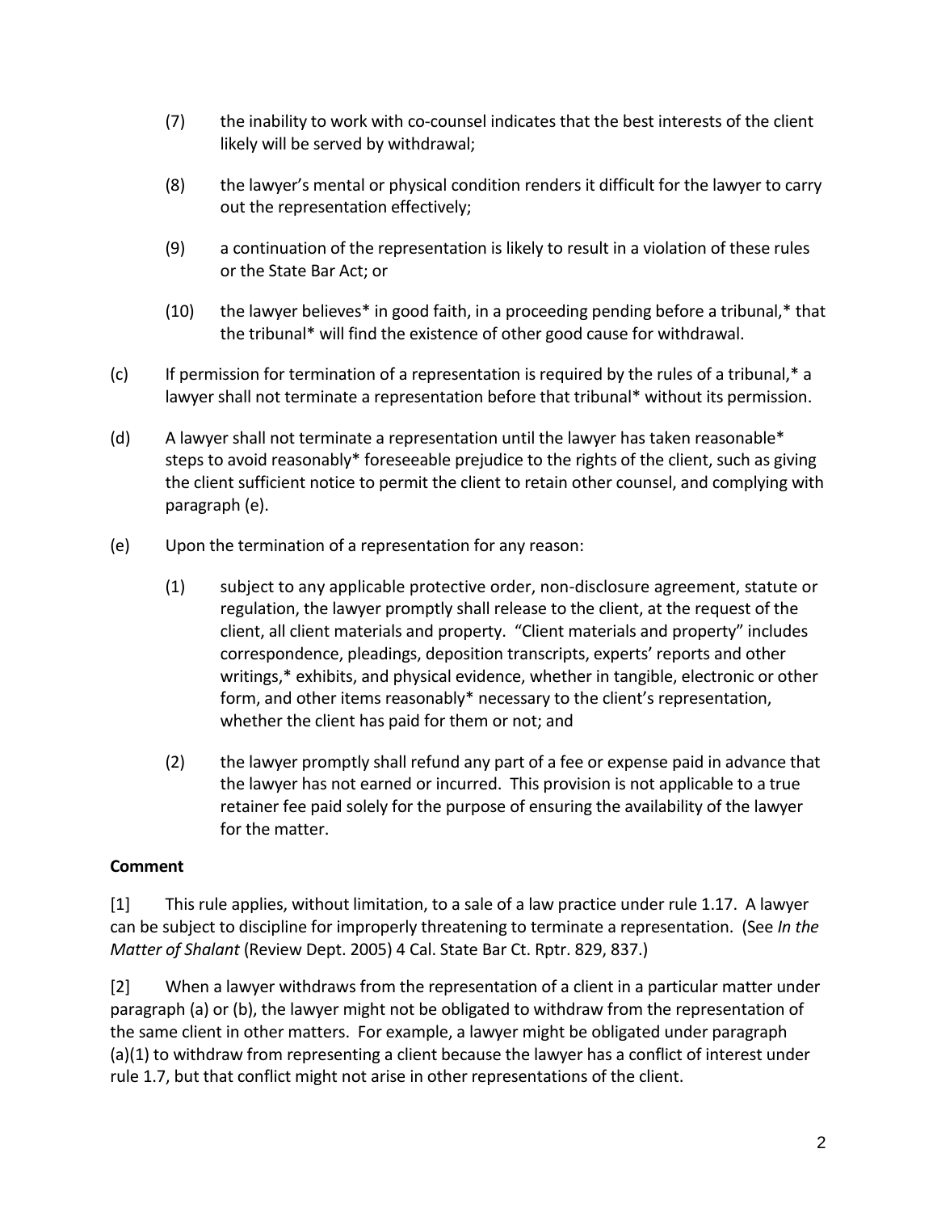(7) the inability to work with co-counsel indicates that the best interests of the client likely will be served by withdrawal;

(8) the lawyer's mental or physical condition renders it difficult for the lawyer to carry out the representation effectively;

(9) a continuation of the representation is likely to result in a violation of these rules or the State Bar Act; or

(10) the lawyer believes* in good faith, in a proceeding pending before a tribunal,* that the tribunal* will find the existence of other good cause for withdrawal.

(c) If permission for termination of a representation is required by the rules of a tribunal,* a lawyer shall not terminate a representation before that tribunal* without its permission.

(d) A lawyer shall not terminate a representation until the lawyer has taken reasonable* steps to avoid reasonably* foreseeable prejudice to the rights of the client, such as giving the client sufficient notice to permit the client to retain other counsel, and complying with paragraph (e).

(e) Upon the termination of a representation for any reason:

(1) subject to any applicable protective order, non-disclosure agreement, statute or regulation, the lawyer promptly shall release to the client, at the request of the client, all client materials and property. "Client materials and property" includes correspondence, pleadings, deposition transcripts, experts' reports and other writings,* exhibits, and physical evidence, whether in tangible, electronic or other form, and other items reasonably* necessary to the client's representation, whether the client has paid for them or not; and

(2) the lawyer promptly shall refund any part of a fee or expense paid in advance that the lawyer has not earned or incurred. This provision is not applicable to a true retainer fee paid solely for the purpose of ensuring the availability of the lawyer for the matter.

**Comment**

[1] This rule applies, without limitation, to a sale of a law practice under rule 1.17. A lawyer can be subject to discipline for improperly threatening to terminate a representation. (See *In the Matter of Shalant* (Review Dept. 2005) 4 Cal. State Bar Ct. Rptr. 829, 837.)

[2] When a lawyer withdraws from the representation of a client in a particular matter under paragraph (a) or (b), the lawyer might not be obligated to withdraw from the representation of the same client in other matters. For example, a lawyer might be obligated under paragraph (a)(1) to withdraw from representing a client because the lawyer has a conflict of interest under rule 1.7, but that conflict might not arise in other representations of the client.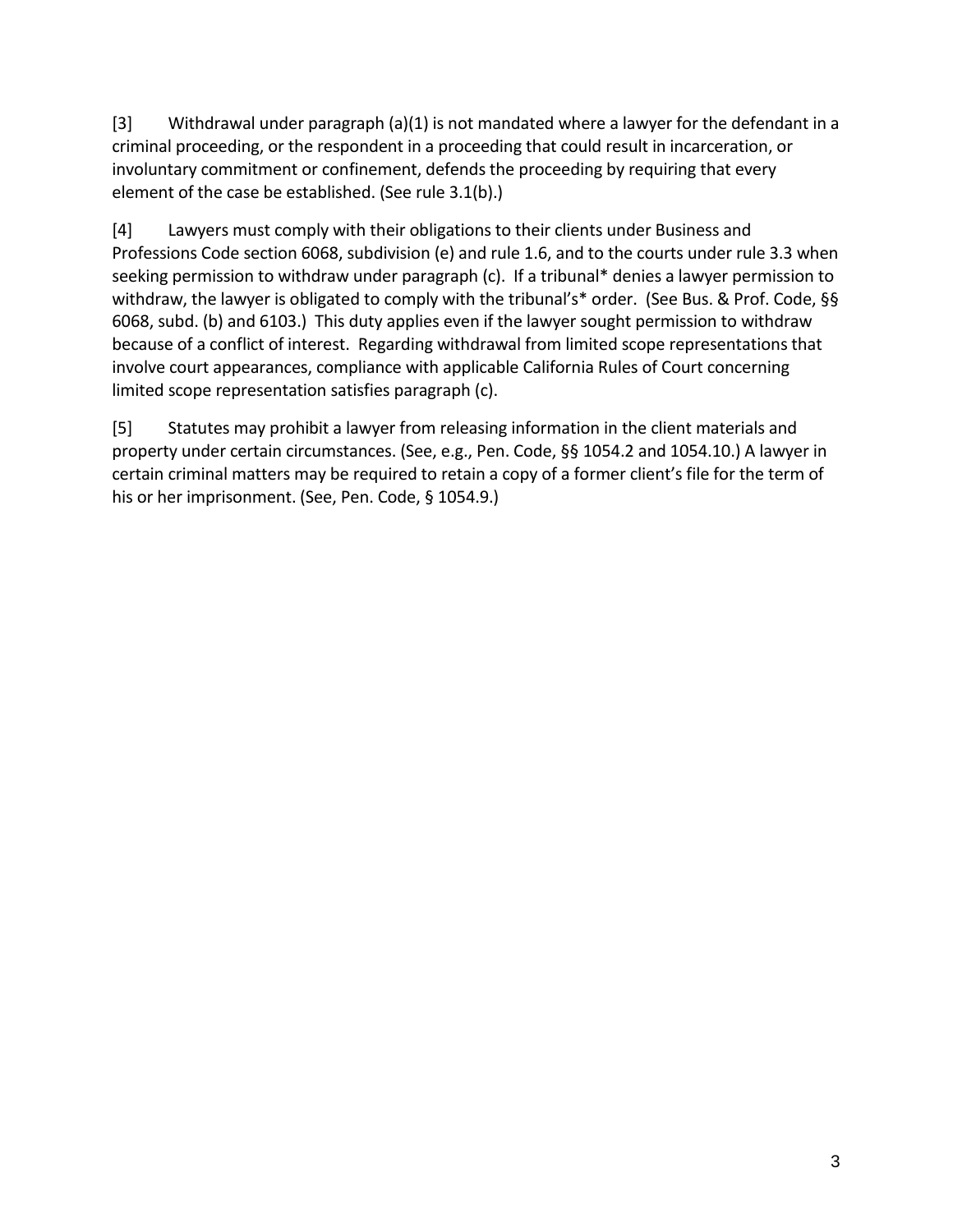[3]	Withdrawal under paragraph (a)(1) is not mandated where a lawyer for the defendant in a criminal proceeding, or the respondent in a proceeding that could result in incarceration, or involuntary commitment or confinement, defends the proceeding by requiring that every element of the case be established. (See rule 3.1(b).)

[4]	Lawyers must comply with their obligations to their clients under Business and Professions Code section 6068, subdivision (e) and rule 1.6, and to the courts under rule 3.3 when seeking permission to withdraw under paragraph (c). If a tribunal* denies a lawyer permission to withdraw, the lawyer is obligated to comply with the tribunal's* order. (See Bus. & Prof. Code, §§ 6068, subd. (b) and 6103.) This duty applies even if the lawyer sought permission to withdraw because of a conflict of interest. Regarding withdrawal from limited scope representations that involve court appearances, compliance with applicable California Rules of Court concerning limited scope representation satisfies paragraph (c).

[5]	Statutes may prohibit a lawyer from releasing information in the client materials and property under certain circumstances. (See, e.g., Pen. Code, §§ 1054.2 and 1054.10.) A lawyer in certain criminal matters may be required to retain a copy of a former client's file for the term of his or her imprisonment. (See, Pen. Code, § 1054.9.)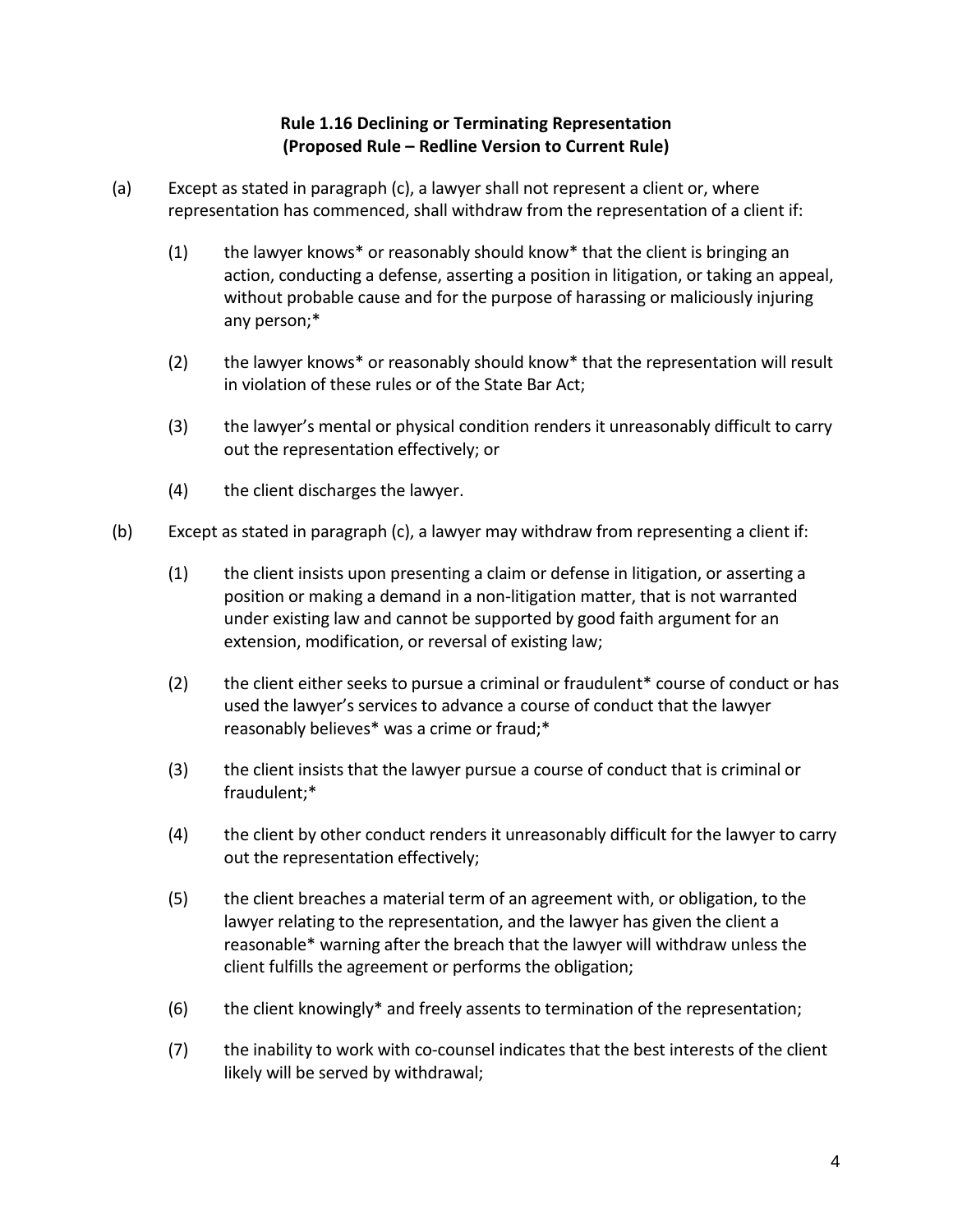**Rule 1.16 Declining or Terminating Representation**
**(Proposed Rule – Redline Version to Current Rule)**

(a) Except as stated in paragraph (c), a lawyer shall not represent a client or, where representation has commenced, shall withdraw from the representation of a client if:

(1) the lawyer knows* or reasonably should know* that the client is bringing an action, conducting a defense, asserting a position in litigation, or taking an appeal, without probable cause and for the purpose of harassing or maliciously injuring any person;*

(2) the lawyer knows* or reasonably should know* that the representation will result in violation of these rules or of the State Bar Act;

(3) the lawyer's mental or physical condition renders it unreasonably difficult to carry out the representation effectively; or

(4) the client discharges the lawyer.

(b) Except as stated in paragraph (c), a lawyer may withdraw from representing a client if:

(1) the client insists upon presenting a claim or defense in litigation, or asserting a position or making a demand in a non-litigation matter, that is not warranted under existing law and cannot be supported by good faith argument for an extension, modification, or reversal of existing law;

(2) the client either seeks to pursue a criminal or fraudulent* course of conduct or has used the lawyer's services to advance a course of conduct that the lawyer reasonably believes* was a crime or fraud;*

(3) the client insists that the lawyer pursue a course of conduct that is criminal or fraudulent;*

(4) the client by other conduct renders it unreasonably difficult for the lawyer to carry out the representation effectively;

(5) the client breaches a material term of an agreement with, or obligation, to the lawyer relating to the representation, and the lawyer has given the client a reasonable* warning after the breach that the lawyer will withdraw unless the client fulfills the agreement or performs the obligation;

(6) the client knowingly* and freely assents to termination of the representation;

(7) the inability to work with co-counsel indicates that the best interests of the client likely will be served by withdrawal;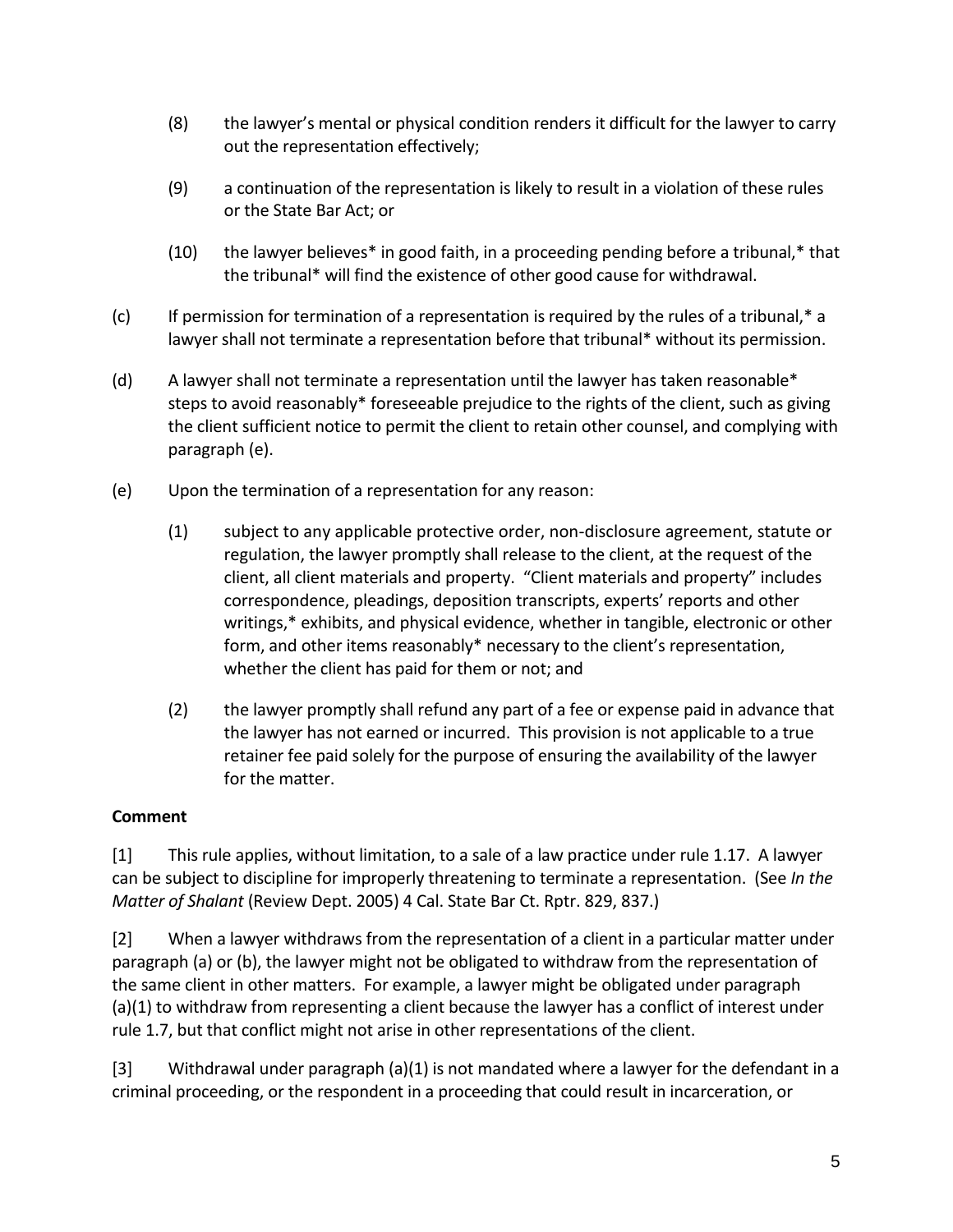(8) the lawyer's mental or physical condition renders it difficult for the lawyer to carry out the representation effectively;

(9) a continuation of the representation is likely to result in a violation of these rules or the State Bar Act; or

(10) the lawyer believes* in good faith, in a proceeding pending before a tribunal,* that the tribunal* will find the existence of other good cause for withdrawal.

(c) If permission for termination of a representation is required by the rules of a tribunal,* a lawyer shall not terminate a representation before that tribunal* without its permission.

(d) A lawyer shall not terminate a representation until the lawyer has taken reasonable* steps to avoid reasonably* foreseeable prejudice to the rights of the client, such as giving the client sufficient notice to permit the client to retain other counsel, and complying with paragraph (e).

(e) Upon the termination of a representation for any reason:

(1) subject to any applicable protective order, non-disclosure agreement, statute or regulation, the lawyer promptly shall release to the client, at the request of the client, all client materials and property. "Client materials and property" includes correspondence, pleadings, deposition transcripts, experts' reports and other writings,* exhibits, and physical evidence, whether in tangible, electronic or other form, and other items reasonably* necessary to the client's representation, whether the client has paid for them or not; and

(2) the lawyer promptly shall refund any part of a fee or expense paid in advance that the lawyer has not earned or incurred. This provision is not applicable to a true retainer fee paid solely for the purpose of ensuring the availability of the lawyer for the matter.

**Comment**

[1] This rule applies, without limitation, to a sale of a law practice under rule 1.17. A lawyer can be subject to discipline for improperly threatening to terminate a representation. (See *In the Matter of Shalant* (Review Dept. 2005) 4 Cal. State Bar Ct. Rptr. 829, 837.)

[2] When a lawyer withdraws from the representation of a client in a particular matter under paragraph (a) or (b), the lawyer might not be obligated to withdraw from the representation of the same client in other matters. For example, a lawyer might be obligated under paragraph (a)(1) to withdraw from representing a client because the lawyer has a conflict of interest under rule 1.7, but that conflict might not arise in other representations of the client.

[3] Withdrawal under paragraph (a)(1) is not mandated where a lawyer for the defendant in a criminal proceeding, or the respondent in a proceeding that could result in incarceration, or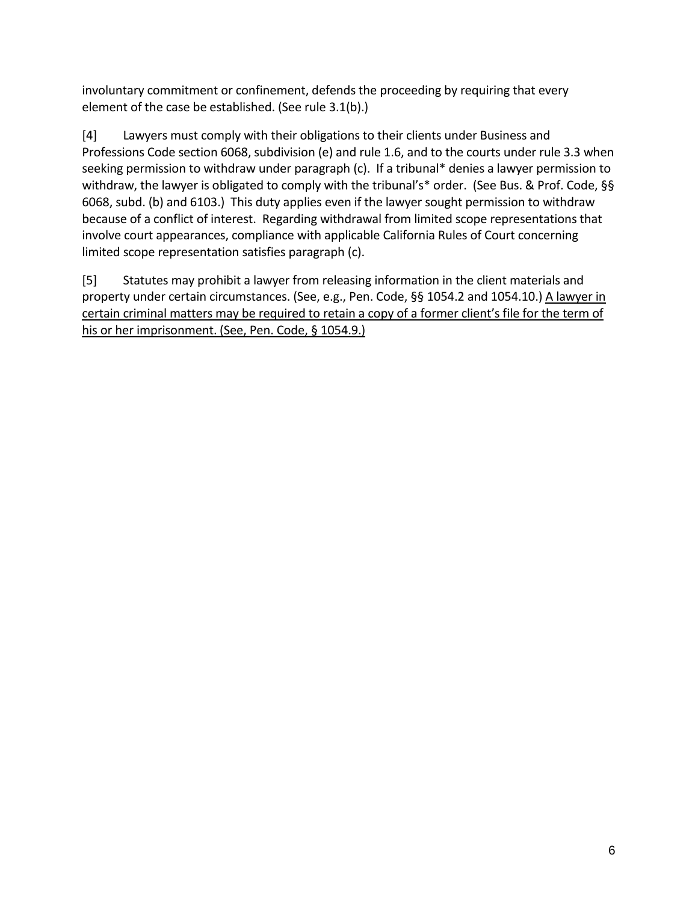involuntary commitment or confinement, defends the proceeding by requiring that every element of the case be established. (See rule 3.1(b).)

[4] Lawyers must comply with their obligations to their clients under Business and Professions Code section 6068, subdivision (e) and rule 1.6, and to the courts under rule 3.3 when seeking permission to withdraw under paragraph (c). If a tribunal* denies a lawyer permission to withdraw, the lawyer is obligated to comply with the tribunal's* order. (See Bus. & Prof. Code, §§ 6068, subd. (b) and 6103.) This duty applies even if the lawyer sought permission to withdraw because of a conflict of interest. Regarding withdrawal from limited scope representations that involve court appearances, compliance with applicable California Rules of Court concerning limited scope representation satisfies paragraph (c).

[5] Statutes may prohibit a lawyer from releasing information in the client materials and property under certain circumstances. (See, e.g., Pen. Code, §§ 1054.2 and 1054.10.) <u>A lawyer in certain criminal matters may be required to retain a copy of a former client's file for the term of his or her imprisonment. (See, Pen. Code, § 1054.9.)</u>